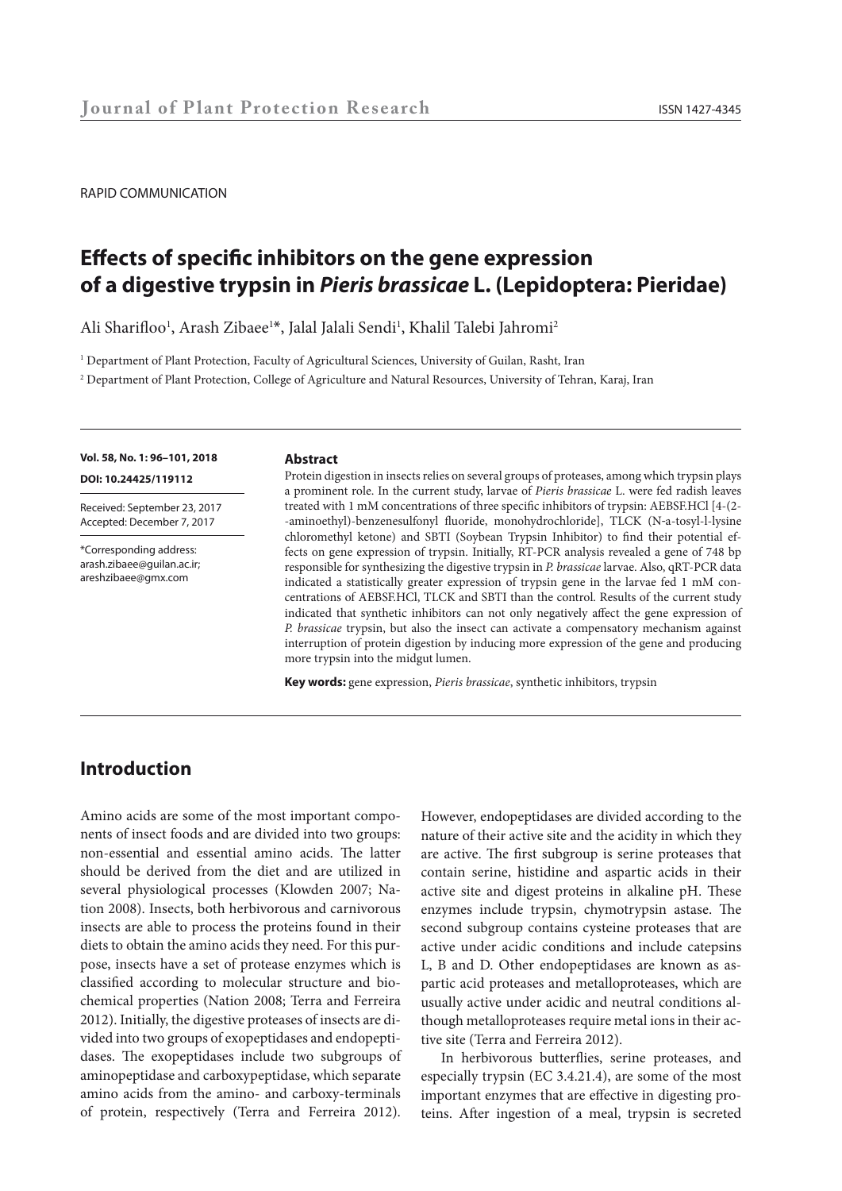RAPID COMMUNICATION

# Effects of specific inhibitors on the gene expression of a digestive trypsin in *Pieris brassicae* L. (Lepidoptera: Pieridae)

Ali Sharifloo[1], Arash Zibaee[1]*, Jalal Jalali Sendi[1], Khalil Talebi Jahromi[2]

[1] Department of Plant Protection, Faculty of Agricultural Sciences, University of Guilan, Rasht, Iran

[2] Department of Plant Protection, College of Agriculture and Natural Resources, University of Tehran, Karaj, Iran

**Vol. 58, No. 1: 96–101, 2018**

**DOI: 10.24425/119112**

Received: September 23, 2017
Accepted: December 7, 2017

*Corresponding address:
arash.zibaee@guilan.ac.ir;
areshzibaee@gmx.com

**Abstract**

Protein digestion in insects relies on several groups of proteases, among which trypsin plays a prominent role. In the current study, larvae of *Pieris brassicae* L. were fed radish leaves treated with 1 mM concentrations of three specific inhibitors of trypsin: AEBSF.HCl [4-(2--aminoethyl)-benzenesulfonyl fluoride, monohydrochloride], TLCK (N-a-tosyl-l-lysine chloromethyl ketone) and SBTI (Soybean Trypsin Inhibitor) to find their potential effects on gene expression of trypsin. Initially, RT-PCR analysis revealed a gene of 748 bp responsible for synthesizing the digestive trypsin in *P. brassicae* larvae. Also, qRT-PCR data indicated a statistically greater expression of trypsin gene in the larvae fed 1 mM concentrations of AEBSF.HCl, TLCK and SBTI than the control. Results of the current study indicated that synthetic inhibitors can not only negatively affect the gene expression of *P. brassicae* trypsin, but also the insect can activate a compensatory mechanism against interruption of protein digestion by inducing more expression of the gene and producing more trypsin into the midgut lumen.

**Key words:** gene expression, *Pieris brassicae*, synthetic inhibitors, trypsin

## Introduction

Amino acids are some of the most important components of insect foods and are divided into two groups: non-essential and essential amino acids. The latter should be derived from the diet and are utilized in several physiological processes (Klowden 2007; Nation 2008). Insects, both herbivorous and carnivorous insects are able to process the proteins found in their diets to obtain the amino acids they need. For this purpose, insects have a set of protease enzymes which is classified according to molecular structure and biochemical properties (Nation 2008; Terra and Ferreira 2012). Initially, the digestive proteases of insects are divided into two groups of exopeptidases and endopeptidases. The exopeptidases include two subgroups of aminopeptidase and carboxypeptidase, which separate amino acids from the amino- and carboxy-terminals of protein, respectively (Terra and Ferreira 2012). However, endopeptidases are divided according to the nature of their active site and the acidity in which they are active. The first subgroup is serine proteases that contain serine, histidine and aspartic acids in their active site and digest proteins in alkaline pH. These enzymes include trypsin, chymotrypsin astase. The second subgroup contains cysteine proteases that are active under acidic conditions and include catepsins L, B and D. Other endopeptidases are known as aspartic acid proteases and metalloproteases, which are usually active under acidic and neutral conditions although metalloproteases require metal ions in their active site (Terra and Ferreira 2012).

In herbivorous butterflies, serine proteases, and especially trypsin (EC 3.4.21.4), are some of the most important enzymes that are effective in digesting proteins. After ingestion of a meal, trypsin is secreted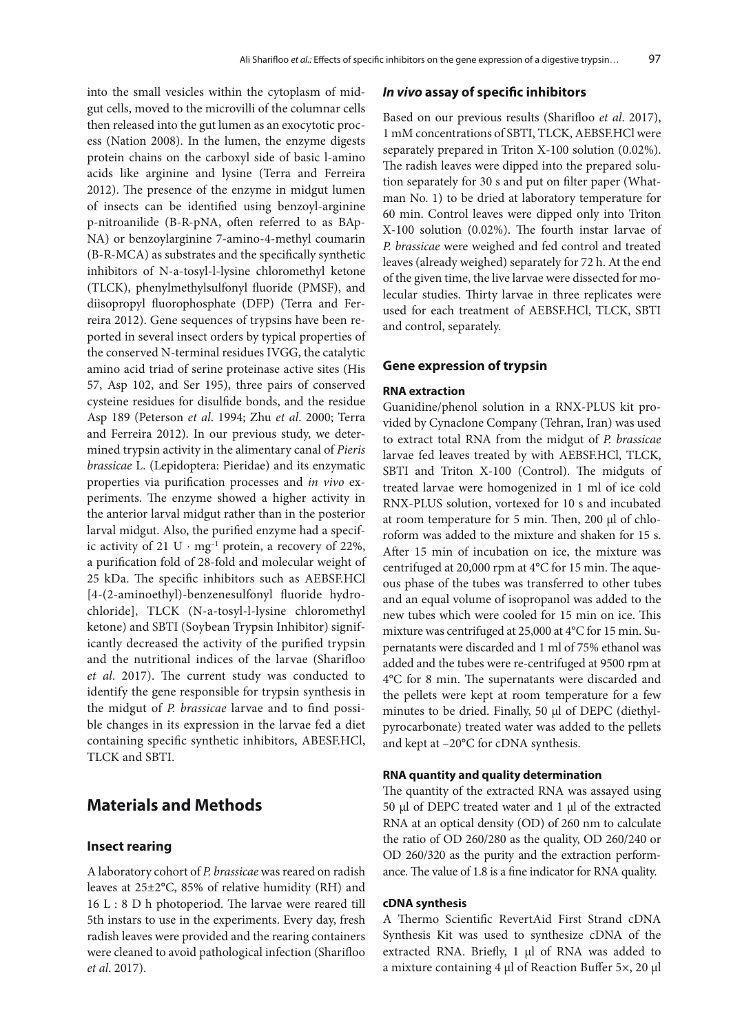into the small vesicles within the cytoplasm of midgut cells, moved to the microvilli of the columnar cells then released into the gut lumen as an exocytotic process (Nation 2008). In the lumen, the enzyme digests protein chains on the carboxyl side of basic l-amino acids like arginine and lysine (Terra and Ferreira 2012). The presence of the enzyme in midgut lumen of insects can be identified using benzoyl-arginine p-nitroanilide (B-R-pNA, often referred to as BApNA) or benzoylarginine 7-amino-4-methyl coumarin (B-R-MCA) as substrates and the specifically synthetic inhibitors of N-a-tosyl-l-lysine chloromethyl ketone (TLCK), phenylmethylsulfonyl fluoride (PMSF), and diisopropyl fluorophosphate (DFP) (Terra and Ferreira 2012). Gene sequences of trypsins have been reported in several insect orders by typical properties of the conserved N-terminal residues IVGG, the catalytic amino acid triad of serine proteinase active sites (His 57, Asp 102, and Ser 195), three pairs of conserved cysteine residues for disulfide bonds, and the residue Asp 189 (Peterson *et al*. 1994; Zhu *et al*. 2000; Terra and Ferreira 2012). In our previous study, we determined trypsin activity in the alimentary canal of *Pieris brassicae* L. (Lepidoptera: Pieridae) and its enzymatic properties via purification processes and *in vivo* experiments. The enzyme showed a higher activity in the anterior larval midgut rather than in the posterior larval midgut. Also, the purified enzyme had a specific activity of 21 $U \cdot mg^{-1}$ protein, a recovery of 22%, a purification fold of 28-fold and molecular weight of 25 kDa. The specific inhibitors such as AEBSF.HCl [4-(2-aminoethyl)-benzenesulfonyl fluoride hydrochloride], TLCK (N-a-tosyl-l-lysine chloromethyl ketone) and SBTI (Soybean Trypsin Inhibitor) significantly decreased the activity of the purified trypsin and the nutritional indices of the larvae (Shariflоо *et al*. 2017). The current study was conducted to identify the gene responsible for trypsin synthesis in the midgut of *P. brassicae* larvae and to find possible changes in its expression in the larvae fed a diet containing specific synthetic inhibitors, ABESF.HCl, TLCK and SBTI.

## Materials and Methods

### Insect rearing

A laboratory cohort of *P. brassicae* was reared on radish leaves at 25±2°C, 85% of relative humidity (RH) and 16 L : 8 D h photoperiod. The larvae were reared till 5th instars to use in the experiments. Every day, fresh radish leaves were provided and the rearing containers were cleaned to avoid pathological infection (Shariflоо *et al*. 2017).

### *In vivo* assay of specific inhibitors

Based on our previous results (Shariflоо *et al*. 2017), 1 mM concentrations of SBTI, TLCK, AEBSF.HCl were separately prepared in Triton X-100 solution (0.02%). The radish leaves were dipped into the prepared solution separately for 30 s and put on filter paper (Whatman No. 1) to be dried at laboratory temperature for 60 min. Control leaves were dipped only into Triton X-100 solution (0.02%). The fourth instar larvae of *P. brassicae* were weighed and fed control and treated leaves (already weighed) separately for 72 h. At the end of the given time, the live larvae were dissected for molecular studies. Thirty larvae in three replicates were used for each treatment of AEBSF.HCl, TLCK, SBTI and control, separately.

### Gene expression of trypsin

#### RNA extraction

Guanidine/phenol solution in a RNX-PLUS kit provided by Cynaclone Company (Tehran, Iran) was used to extract total RNA from the midgut of *P. brassicae* larvae fed leaves treated by with AEBSF.HCl, TLCK, SBTI and Triton X-100 (Control). The midguts of treated larvae were homogenized in 1 ml of ice cold RNX-PLUS solution, vortexed for 10 s and incubated at room temperature for 5 min. Then, 200 µl of chloroform was added to the mixture and shaken for 15 s. After 15 min of incubation on ice, the mixture was centrifuged at 20,000 rpm at 4°C for 15 min. The aqueous phase of the tubes was transferred to other tubes and an equal volume of isopropanol was added to the new tubes which were cooled for 15 min on ice. This mixture was centrifuged at 25,000 at 4°C for 15 min. Supernatants were discarded and 1 ml of 75% ethanol was added and the tubes were re-centrifuged at 9500 rpm at 4°C for 8 min. The supernatants were discarded and the pellets were kept at room temperature for a few minutes to be dried. Finally, 50 µl of DEPC (diethylpyrocarbonate) treated water was added to the pellets and kept at −20°C for cDNA synthesis.

#### RNA quantity and quality determination

The quantity of the extracted RNA was assayed using 50 µl of DEPC treated water and 1 µl of the extracted RNA at an optical density (OD) of 260 nm to calculate the ratio of OD 260/280 as the quality, OD 260/240 or OD 260/320 as the purity and the extraction performance. The value of 1.8 is a fine indicator for RNA quality.

#### cDNA synthesis

A Thermo Scientific RevertAid First Strand cDNA Synthesis Kit was used to synthesize cDNA of the extracted RNA. Briefly, 1 µl of RNA was added to a mixture containing 4 µl of Reaction Buffer 5×, 20 µl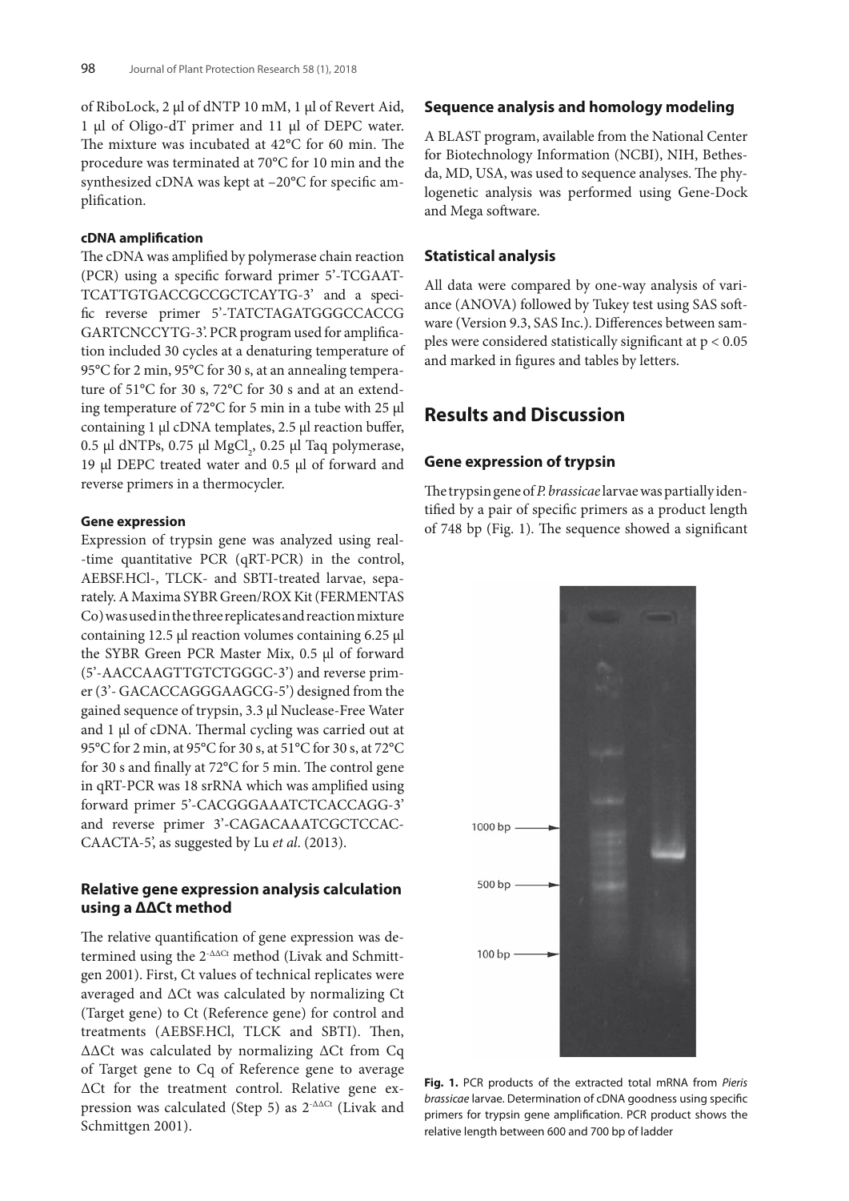of RiboLock, 2 µl of dNTP 10 mM, 1 µl of Revert Aid, 1 µl of Oligo-dT primer and 11 µl of DEPC water. The mixture was incubated at 42°C for 60 min. The procedure was terminated at 70°C for 10 min and the synthesized cDNA was kept at –20°C for specific amplification.

#### cDNA amplification

The cDNA was amplified by polymerase chain reaction (PCR) using a specific forward primer 5'-TCGAATTCATTGTGACCGCCGCTCAYTG-3' and a specific reverse primer 5'-TATCTAGATGGGCCACCG GARTCNCCYTG-3'. PCR program used for amplification included 30 cycles at a denaturing temperature of 95°C for 2 min, 95°C for 30 s, at an annealing temperature of 51°C for 30 s, 72°C for 30 s and at an extending temperature of 72°C for 5 min in a tube with 25 µl containing 1 µl cDNA templates, 2.5 µl reaction buffer, 0.5 µl dNTPs, 0.75 µl $MgCl_2$, 0.25 µl Taq polymerase, 19 µl DEPC treated water and 0.5 µl of forward and reverse primers in a thermocycler.

#### Gene expression

Expression of trypsin gene was analyzed using real-time quantitative PCR (qRT-PCR) in the control, AEBSF.HCl-, TLCK- and SBTI-treated larvae, separately. A Maxima SYBR Green/ROX Kit (FERMENTAS Co) was used in the three replicates and reaction mixture containing 12.5 µl reaction volumes containing 6.25 µl the SYBR Green PCR Master Mix, 0.5 µl of forward (5'-AACCAAGTTGTCTGGGC-3') and reverse primer (3'- GACACCAGGGAAGCG-5') designed from the gained sequence of trypsin, 3.3 µl Nuclease-Free Water and 1 µl of cDNA. Thermal cycling was carried out at 95°C for 2 min, at 95°C for 30 s, at 51°C for 30 s, at 72°C for 30 s and finally at 72°C for 5 min. The control gene in qRT-PCR was 18 srRNA which was amplified using forward primer 5'-CACGGGAAATCTCACCAGG-3' and reverse primer 3'-CAGACAAATCGCTCCACCAACTA-5', as suggested by Lu *et al*. (2013).

### Relative gene expression analysis calculation using a ΔΔCt method

The relative quantification of gene expression was determined using the $2^{-\Delta\Delta Ct}$ method (Livak and Schmittgen 2001). First, Ct values of technical replicates were averaged and ΔCt was calculated by normalizing Ct (Target gene) to Ct (Reference gene) for control and treatments (AEBSF.HCl, TLCK and SBTI). Then, ΔΔCt was calculated by normalizing ΔCt from Cq of Target gene to Cq of Reference gene to average ΔCt for the treatment control. Relative gene expression was calculated (Step 5) as $2^{-\Delta\Delta Ct}$ (Livak and Schmittgen 2001).

### Sequence analysis and homology modeling

A BLAST program, available from the National Center for Biotechnology Information (NCBI), NIH, Bethesda, MD, USA, was used to sequence analyses. The phylogenetic analysis was performed using Gene-Dock and Mega software.

### Statistical analysis

All data were compared by one-way analysis of variance (ANOVA) followed by Tukey test using SAS software (Version 9.3, SAS Inc.). Differences between samples were considered statistically significant at $p < 0.05$ and marked in figures and tables by letters.

## Results and Discussion

### Gene expression of trypsin

The trypsin gene of *P. brassicae* larvae was partially identified by a pair of specific primers as a product length of 748 bp (Fig. 1). The sequence showed a significant

**Fig. 1.** PCR products of the extracted total mRNA from *Pieris brassicae* larvae. Determination of cDNA goodness using specific primers for trypsin gene amplification. PCR product shows the relative length between 600 and 700 bp of ladder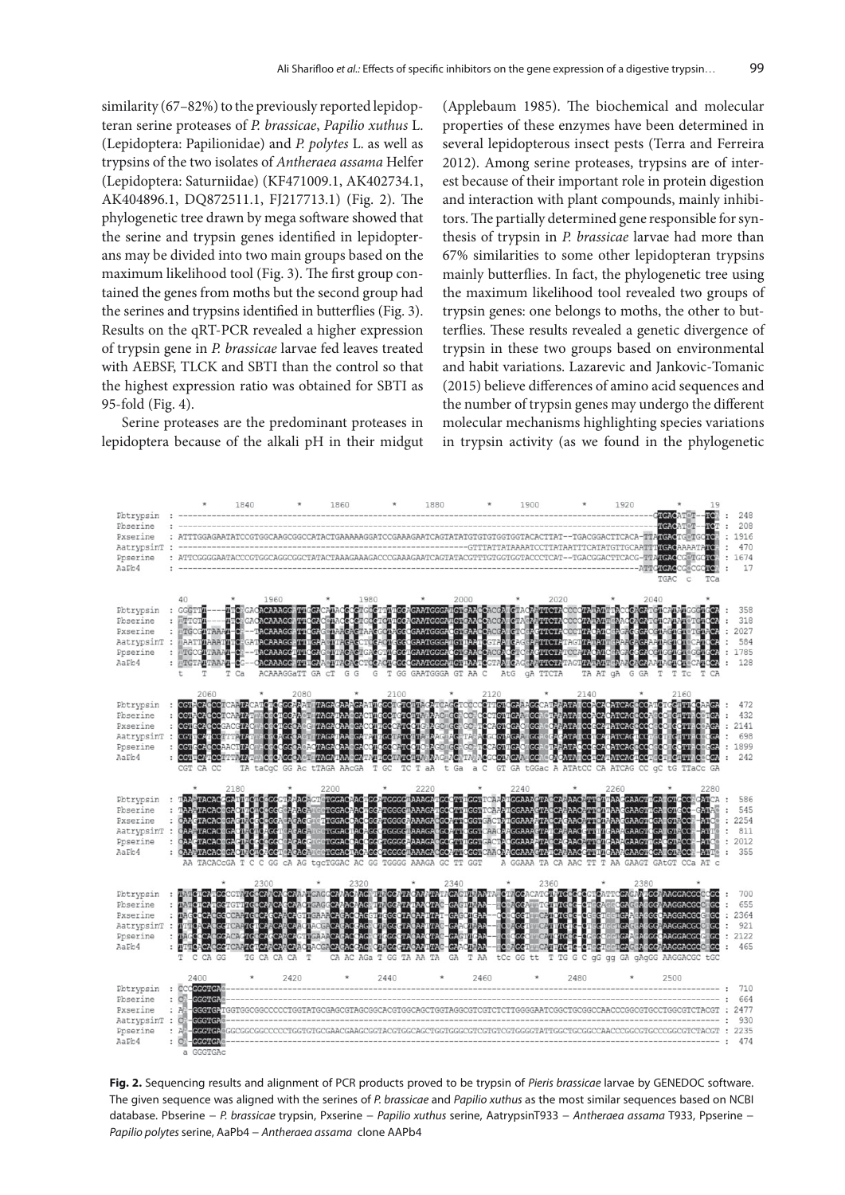similarity (67–82%) to the previously reported lepidopteran serine proteases of *P. brassicae*, *Papilio xuthus* L. (Lepidoptera: Papilionidae) and *P. polytes* L. as well as trypsins of the two isolates of *Antheraea assama* Helfer (Lepidoptera: Saturniidae) (KF471009.1, AK402734.1, AK404896.1, DQ872511.1, FJ217713.1) (Fig. 2). The phylogenetic tree drawn by mega software showed that the serine and trypsin genes identified in lepidopterans may be divided into two main groups based on the maximum likelihood tool (Fig. 3). The first group contained the genes from moths but the second group had the serines and trypsins identified in butterflies (Fig. 3). Results on the qRT-PCR revealed a higher expression of trypsin gene in *P. brassicae* larvae fed leaves treated with AEBSF, TLCK and SBTI than the control so that the highest expression ratio was obtained for SBTI as 95-fold (Fig. 4).

Serine proteases are the predominant proteases in lepidoptera because of the alkali pH in their midgut (Applebaum 1985). The biochemical and molecular properties of these enzymes have been determined in several lepidopterous insect pests (Terra and Ferreira 2012). Among serine proteases, trypsins are of interest because of their important role in protein digestion and interaction with plant compounds, mainly inhibitors. The partially determined gene responsible for synthesis of trypsin in *P. brassicae* larvae had more than 67% similarities to some other lepidopteran trypsins mainly butterflies. In fact, the phylogenetic tree using the maximum likelihood tool revealed two groups of trypsin genes: one belongs to moths, the other to butterflies. These results revealed a genetic divergence of trypsin in these two groups based on environmental and habit variations. Lazarevic and Jankovic-Tomanic (2015) believe differences of amino acid sequences and the number of trypsin genes may undergo the different molecular mechanisms highlighting species variations in trypsin activity (as we found in the phylogenetic

**Fig. 2.** Sequencing results and alignment of PCR products proved to be trypsin of *Pieris brassicae* larvae by GENEDOC software. The given sequence was aligned with the serines of *P. brassicae* and *Papilio xuthus* as the most similar sequences based on NCBI database. Pbserine – *P. brassicae* trypsin, Pxserine – *Papilio xuthus* serine, AatrypsinT933 – *Antheraea assama* T933, Ppserine – *Papilio polytes* serine, AaPb4 – *Antheraea assama* clone AAPb4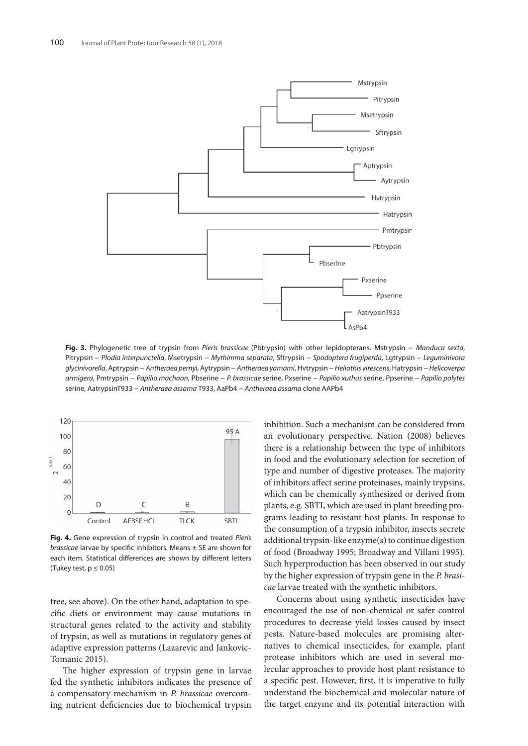**Fig. 3.** Phylogenetic tree of trypsin from *Pieris brassicae* (Pbtrypsin) with other lepidopterans. Mstrypsin – *Manduca sexta*, Pitrypsin – *Plodia interpunctella*, Msetrypsin – *Mythimma separata*, Sftrypsin – *Spodoptera frugiperda*, Lgtrypsin – *Leguminivora glycinivorella*, Aptrypsin – *Antheraea pernyi*, Aytrypsin – *Antheraea yamami*, Hvtrypsin – *Heliothis virescens*, Hatrypsin – *Helicoverpa armigera*, Pmtrypsin – *Papilio machaon*, Pbserine – *P. brassicae* serine, Pxserine – *Papilio xuthus* serine, Ppserine – *Papilio polytes* serine, AatrypsinT933 – *Antheraea assama* T933, AaPb4 – *Antheraea assama* clone AAPb4

**Fig. 4.** Gene expression of trypsin in control and treated *Pieris brassicae* larvae by specific inhibitors. Means ± SE are shown for each item. Statistical differences are shown by different letters (Tukey test, $p \leq 0.05$)

tree, see above). On the other hand, adaptation to specific diets or environment may cause mutations in structural genes related to the activity and stability of trypsin, as well as mutations in regulatory genes of adaptive expression patterns (Lazarevic and Jankovic-Tomanic 2015).

The higher expression of trypsin gene in larvae fed the synthetic inhibitors indicates the presence of a compensatory mechanism in *P. brassicae* overcoming nutrient deficiencies due to biochemical trypsin inhibition. Such a mechanism can be considered from an evolutionary perspective. Nation (2008) believes there is a relationship between the type of inhibitors in food and the evolutionary selection for secretion of type and number of digestive proteases. The majority of inhibitors affect serine proteinases, mainly trypsins, which can be chemically synthesized or derived from plants, e.g. SBTI, which are used in plant breeding programs leading to resistant host plants. In response to the consumption of a trypsin inhibitor, insects secrete additional trypsin-like enzyme(s) to continue digestion of food (Broadway 1995; Broadway and Villani 1995). Such hyperproduction has been observed in our study by the higher expression of trypsin gene in the *P. brasicae* larvae treated with the synthetic inhibitors.

Concerns about using synthetic insecticides have encouraged the use of non-chemical or safer control procedures to decrease yield losses caused by insect pests. Nature-based molecules are promising alternatives to chemical insecticides, for example, plant protease inhibitors which are used in several molecular approaches to provide host plant resistance to a specific pest. However, first, it is imperative to fully understand the biochemical and molecular nature of the target enzyme and its potential interaction with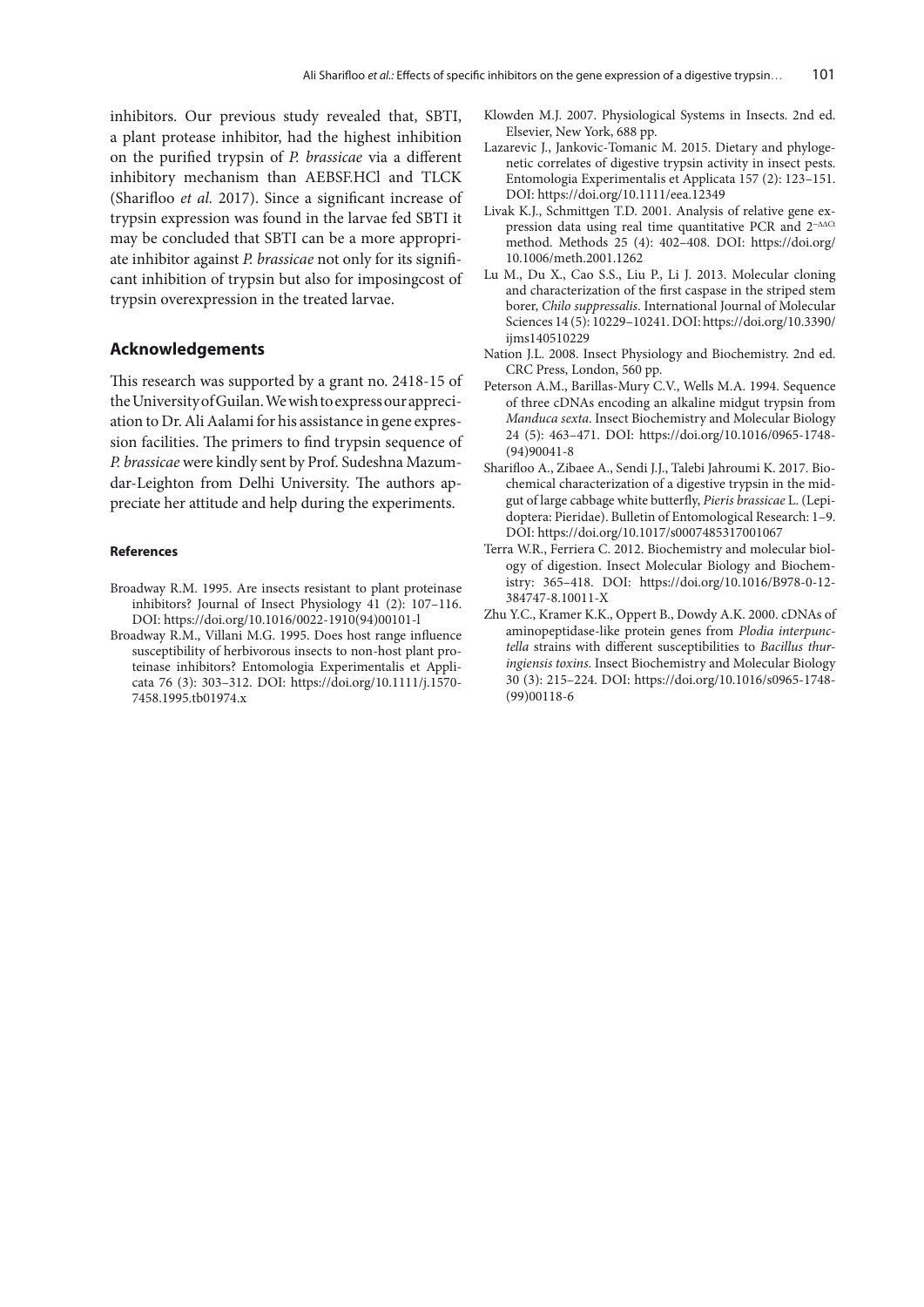inhibitors. Our previous study revealed that, SBTI, a plant protease inhibitor, had the highest inhibition on the purified trypsin of *P. brassicae* via a different inhibitory mechanism than AEBSF.HCl and TLCK (Sharifloo *et al.* 2017). Since a significant increase of trypsin expression was found in the larvae fed SBTI it may be concluded that SBTI can be a more appropriate inhibitor against *P. brassicae* not only for its significant inhibition of trypsin but also for imposingcost of trypsin overexpression in the treated larvae.

## Acknowledgements

This research was supported by a grant no. 2418-15 of the University of Guilan. We wish to express our appreciation to Dr. Ali Aalami for his assistance in gene expression facilities. The primers to find trypsin sequence of *P. brassicae* were kindly sent by Prof. Sudeshna Mazumdar-Leighton from Delhi University. The authors appreciate her attitude and help during the experiments.

### References

Broadway R.M. 1995. Are insects resistant to plant proteinase inhibitors? Journal of Insect Physiology 41 (2): 107–116. DOI: https://doi.org/10.1016/0022-1910(94)00101-l

Broadway R.M., Villani M.G. 1995. Does host range influence susceptibility of herbivorous insects to non-host plant proteinase inhibitors? Entomologia Experimentalis et Applicata 76 (3): 303–312. DOI: https://doi.org/10.1111/j.1570-7458.1995.tb01974.x

Klowden M.J. 2007. Physiological Systems in Insects. 2nd ed. Elsevier, New York, 688 pp.

Lazarevic J., Jankovic-Tomanic M. 2015. Dietary and phylogenetic correlates of digestive trypsin activity in insect pests. Entomologia Experimentalis et Applicata 157 (2): 123–151. DOI: https://doi.org/10.1111/eea.12349

Livak K.J., Schmittgen T.D. 2001. Analysis of relative gene expression data using real time quantitative PCR and $2^{-\Delta\Delta Ct}$ method. Methods 25 (4): 402–408. DOI: https://doi.org/10.1006/meth.2001.1262

Lu M., Du X., Cao S.S., Liu P., Li J. 2013. Molecular cloning and characterization of the first caspase in the striped stem borer, *Chilo suppressalis*. International Journal of Molecular Sciences 14 (5): 10229–10241. DOI: https://doi.org/10.3390/ijms140510229

Nation J.L. 2008. Insect Physiology and Biochemistry. 2nd ed. CRC Press, London, 560 pp.

Peterson A.M., Barillas-Mury C.V., Wells M.A. 1994. Sequence of three cDNAs encoding an alkaline midgut trypsin from *Manduca sexta*. Insect Biochemistry and Molecular Biology 24 (5): 463–471. DOI: https://doi.org/10.1016/0965-1748-(94)90041-8

Sharifloo A., Zibaee A., Sendi J.J., Talebi Jahroumi K. 2017. Biochemical characterization of a digestive trypsin in the midgut of large cabbage white butterfly, *Pieris brassicae* L. (Lepidoptera: Pieridae). Bulletin of Entomological Research: 1–9. DOI: https://doi.org/10.1017/s0007485317001067

Terra W.R., Ferriera C. 2012. Biochemistry and molecular biology of digestion. Insect Molecular Biology and Biochemistry: 365–418. DOI: https://doi.org/10.1016/B978-0-12-384747-8.10011-X

Zhu Y.C., Kramer K.K., Oppert B., Dowdy A.K. 2000. cDNAs of aminopeptidase-like protein genes from *Plodia interpunctella* strains with different susceptibilities to *Bacillus thuringiensis toxins*. Insect Biochemistry and Molecular Biology 30 (3): 215–224. DOI: https://doi.org/10.1016/s0965-1748-(99)00118-6